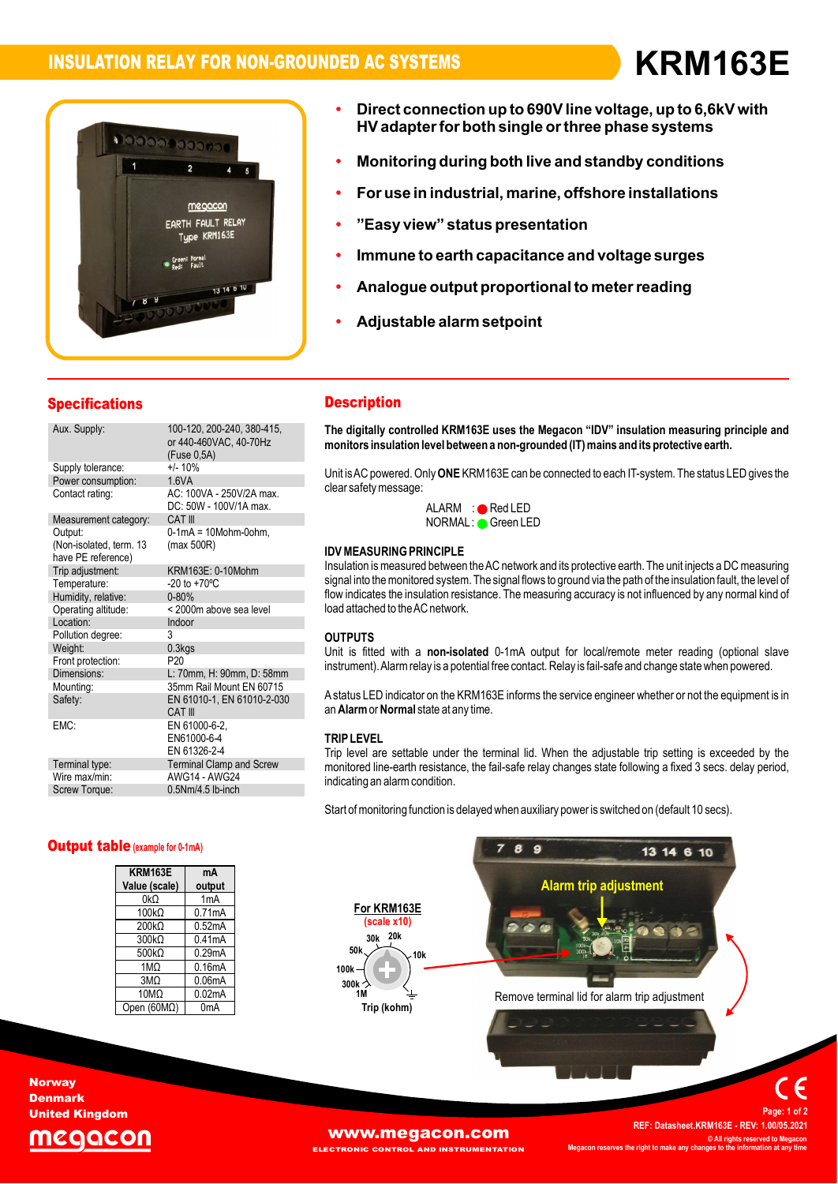# INSULATION RELAY FOR NON-GROUNDED AC SYSTEMS

# KRM163E

- **Direct connection up to 690V line voltage, up to 6,6kV with HV adapter for both single or three phase systems**
- **Monitoring during both live and standby conditions**
- **For use in industrial, marine, offshore installations**
- **"Easy view" status presentation**
- **Immune to earth capacitance and voltage surges**
- **Analogue output proportional to meter reading**
- **Adjustable alarm setpoint**

## Specifications

| | |
|---|---|
| Aux. Supply: | 100-120, 200-240, 380-415, or 440-460VAC, 40-70Hz (Fuse 0,5A) |
| Supply tolerance: | +/- 10% |
| Power consumption: | 1.6VA |
| Contact rating: | AC: 100VA - 250V/2A max. DC: 50W - 100V/1A max. |
| Measurement category: | CAT III |
| Output: (Non-isolated, term. 13 have PE reference) | 0-1mA = 10Mohm-0ohm, (max 500R) |
| Trip adjustment: | KRM163E: 0-10Mohm |
| Temperature: | -20 to +70ºC |
| Humidity, relative: | 0-80% |
| Operating altitude: | < 2000m above sea level |
| Location: | Indoor |
| Pollution degree: | 3 |
| Weight: | 0.3kgs |
| Front protection: | P20 |
| Dimensions: | L: 70mm, H: 90mm, D: 58mm |
| Mounting: | 35mm Rail Mount EN 60715 |
| Safety: | EN 61010-1, EN 61010-2-030 CAT III |
| EMC: | EN 61000-6-2, EN61000-6-4 EN 61326-2-4 |
| Terminal type: | Terminal Clamp and Screw |
| Wire max/min: | AWG14 - AWG24 |
| Screw Torque: | 0.5Nm/4.5 lb-inch |

## Description

**The digitally controlled KRM163E uses the Megacon "IDV" insulation measuring principle and monitors insulation level between a non-grounded (IT) mains and its protective earth.**

Unit is AC powered. Only **ONE** KRM163E can be connected to each IT-system. The status LED gives the clear safety message:

ALARM : Red LED
NORMAL : Green LED

### IDV MEASURING PRINCIPLE

Insulation is measured between the AC network and its protective earth. The unit injects a DC measuring signal into the monitored system. The signal flows to ground via the path of the insulation fault, the level of flow indicates the insulation resistance. The measuring accuracy is not influenced by any normal kind of load attached to the AC network.

### OUTPUTS

Unit is fitted with a **non-isolated** 0-1mA output for local/remote meter reading (optional slave instrument). Alarm relay is a potential free contact. Relay is fail-safe and change state when powered.

A status LED indicator on the KRM163E informs the service engineer whether or not the equipment is in an **Alarm** or **Normal** state at any time.

### TRIP LEVEL

Trip level are settable under the terminal lid. When the adjustable trip setting is exceeded by the monitored line-earth resistance, the fail-safe relay changes state following a fixed 3 secs. delay period, indicating an alarm condition.

Start of monitoring function is delayed when auxiliary power is switched on (default 10 secs).

## Output table (example for 0-1mA)

| KRM163E Value (scale) | mA output |
|---|---|
| 0kΩ | 1mA |
| 100kΩ | 0.71mA |
| 200kΩ | 0.52mA |
| 300kΩ | 0.41mA |
| 500kΩ | 0.29mA |
| 1MΩ | 0.16mA |
| 3MΩ | 0.06mA |
| 10MΩ | 0.02mA |
| Open (60MΩ) | 0mA |

For KRM163E (scale x10)

30k 20k 50k 10k 100k 300k 1M

Trip (kohm)

Alarm trip adjustment

Remove terminal lid for alarm trip adjustment

Norway
Denmark
United Kingdom

www.megacon.com
ELECTRONIC CONTROL AND INSTRUMENTATION

REF: Datasheet.KRM163E - REV: 1.00/05.2021
© All rights reserved to Megacon
Megacon reserves the right to make any changes to the information at any time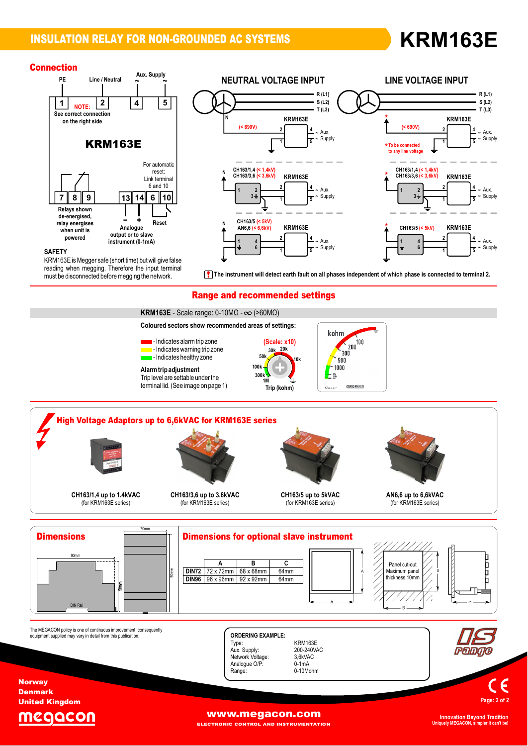# INSULATION RELAY FOR NON-GROUNDED AC SYSTEMS

# KRM163E

## Connection

PE
Line / Neutral
Aux. Supply
~ ~

1 2 4 5

NOTE: See correct connection on the right side

KRM163E

For automatic reset: Link terminal 6 and 10

7 8 9 13 14 6 10

Relays shown de-energised, relay energises when unit is powered

– + Analogue output or to slave instrument (0-1mA)

Reset

### NEUTRAL VOLTAGE INPUT

R (L1)
S (L2)
T (L3)
N
KRM163E
(< 690V)
~ Aux.
~ Supply

CH163/1,4 (< 1,4kV)
CH163/3,6 (< 3,6kV)
KRM163E
~ Aux.
~ Supply

CH163/5 (< 5kV)
AN6,6 (< 6,6kV)
KRM163E
~ Aux.
~ Supply

### LINE VOLTAGE INPUT

R (L1)
S (L2)
T (L3)
KRM163E
(< 690V)
~ Aux.
~ Supply
* To be connected to any line voltage

CH163/1,4 (< 1,4kV)
CH163/3,6 (< 3,6kV)
KRM163E
~ Aux.
~ Supply

CH163/5 (< 5kV)
KRM163E
~ Aux.
~ Supply

**SAFETY**

KRM163E is Megger safe (short time) but will give false reading when megging. Therefore the input terminal must be disconnected before megging the network.

**The instrument will detect earth fault on all phases independent of which phase is connected to terminal 2.**

## Range and recommended settings

**KRM163E** - Scale range: 0-10MΩ - ∞ (>60MΩ)

**Coloured sectors show recommended areas of settings:**

- Indicates alarm trip zone
- Indicates warning trip zone
- Indicates healthy zone

**Alarm trip adjustment**
Trip level are settable under the terminal lid. (See image on page 1)

(Scale: x10)
20k 30k 50k 10k 100k 300k 1M
Trip (kohm)

kohm
100 200 300 500 1000

## High Voltage Adaptors up to 6,6kVAC for KRM163E series

**CH163/1,4 up to 1.4kVAC**
(for KRM163E series)

**CH163/3,6 up to 3.6kVAC**
(for KRM163E series)

**CH163/5 up to 5kVAC**
(for KRM163E series)

**AN6,6 up to 6,6kVAC**
(for KRM163E series)

## Dimensions

70mm
90mm
90mm
58mm
DIN Rail

## Dimensions for optional slave instrument

| | A | B | C |
|---|---|---|---|
| DIN72 | 72 x 72mm | 68 x 68mm | 64mm |
| DIN96 | 96 x 96mm | 92 x 92mm | 64mm |

Panel cut-out
Maximum panel thickness 10mm

The MEGACON policy is one of continuous improvement, consequently equipment supplied may vary in detail from this publication.

**ORDERING EXAMPLE:**

| | |
|---|---|
| Type: | KRM163E |
| Aux. Supply: | 200-240VAC |
| Network Voltage: | 3,6kVAC |
| Analogue O/P: | 0-1mA |
| Range: | 0-10Mohm |

Norway
Denmark
United Kingdom

megacon

www.megacon.com
ELECTRONIC CONTROL AND INSTRUMENTATION

Innovation Beyond Tradition
Uniquely MEGACON, simpler it can't be!